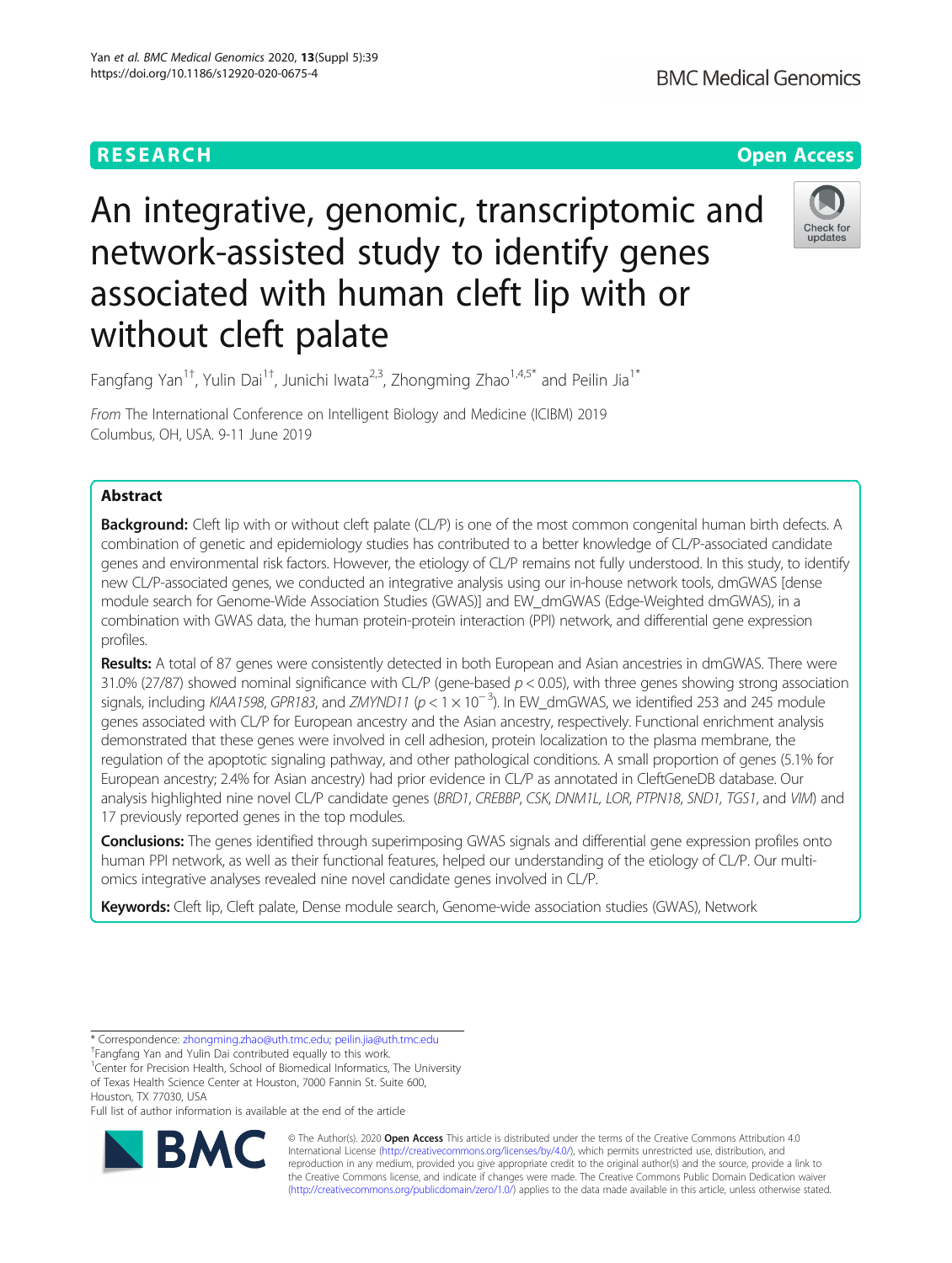RESEARCH

Open Access

# An integrative, genomic, transcriptomic and network-assisted study to identify genes associated with human cleft lip with or without cleft palate

Fangfang Yan[1†], Yulin Dai[1†], Junichi Iwata[2,3], Zhongming Zhao[1,4,5*] and Peilin Jia[1*]

*From* The International Conference on Intelligent Biology and Medicine (ICIBM) 2019
Columbus, OH, USA. 9-11 June 2019

## Abstract

**Background:** Cleft lip with or without cleft palate (CL/P) is one of the most common congenital human birth defects. A combination of genetic and epidemiology studies has contributed to a better knowledge of CL/P-associated candidate genes and environmental risk factors. However, the etiology of CL/P remains not fully understood. In this study, to identify new CL/P-associated genes, we conducted an integrative analysis using our in-house network tools, dmGWAS [dense module search for Genome-Wide Association Studies (GWAS)] and EW_dmGWAS (Edge-Weighted dmGWAS), in a combination with GWAS data, the human protein-protein interaction (PPI) network, and differential gene expression profiles.

**Results:** A total of 87 genes were consistently detected in both European and Asian ancestries in dmGWAS. There were 31.0% (27/87) showed nominal significance with CL/P (gene-based $p < 0.05$), with three genes showing strong association signals, including *KIAA1598*, *GPR183*, and *ZMYND11* ($p < 1 \times 10^{-3}$). In EW_dmGWAS, we identified 253 and 245 module genes associated with CL/P for European ancestry and the Asian ancestry, respectively. Functional enrichment analysis demonstrated that these genes were involved in cell adhesion, protein localization to the plasma membrane, the regulation of the apoptotic signaling pathway, and other pathological conditions. A small proportion of genes (5.1% for European ancestry; 2.4% for Asian ancestry) had prior evidence in CL/P as annotated in CleftGeneDB database. Our analysis highlighted nine novel CL/P candidate genes (*BRD1*, *CREBBP*, *CSK*, *DNM1L*, *LOR*, *PTPN18*, *SND1*, *TGS1*, and *VIM*) and 17 previously reported genes in the top modules.

**Conclusions:** The genes identified through superimposing GWAS signals and differential gene expression profiles onto human PPI network, as well as their functional features, helped our understanding of the etiology of CL/P. Our multi-omics integrative analyses revealed nine novel candidate genes involved in CL/P.

**Keywords:** Cleft lip, Cleft palate, Dense module search, Genome-wide association studies (GWAS), Network

---

\* Correspondence: zhongming.zhao@uth.tmc.edu; peilin.jia@uth.tmc.edu
†Fangfang Yan and Yulin Dai contributed equally to this work.
[1]Center for Precision Health, School of Biomedical Informatics, The University of Texas Health Science Center at Houston, 7000 Fannin St. Suite 600, Houston, TX 77030, USA
Full list of author information is available at the end of the article

© The Author(s). 2020 **Open Access** This article is distributed under the terms of the Creative Commons Attribution 4.0 International License (http://creativecommons.org/licenses/by/4.0/), which permits unrestricted use, distribution, and reproduction in any medium, provided you give appropriate credit to the original author(s) and the source, provide a link to the Creative Commons license, and indicate if changes were made. The Creative Commons Public Domain Dedication waiver (http://creativecommons.org/publicdomain/zero/1.0/) applies to the data made available in this article, unless otherwise stated.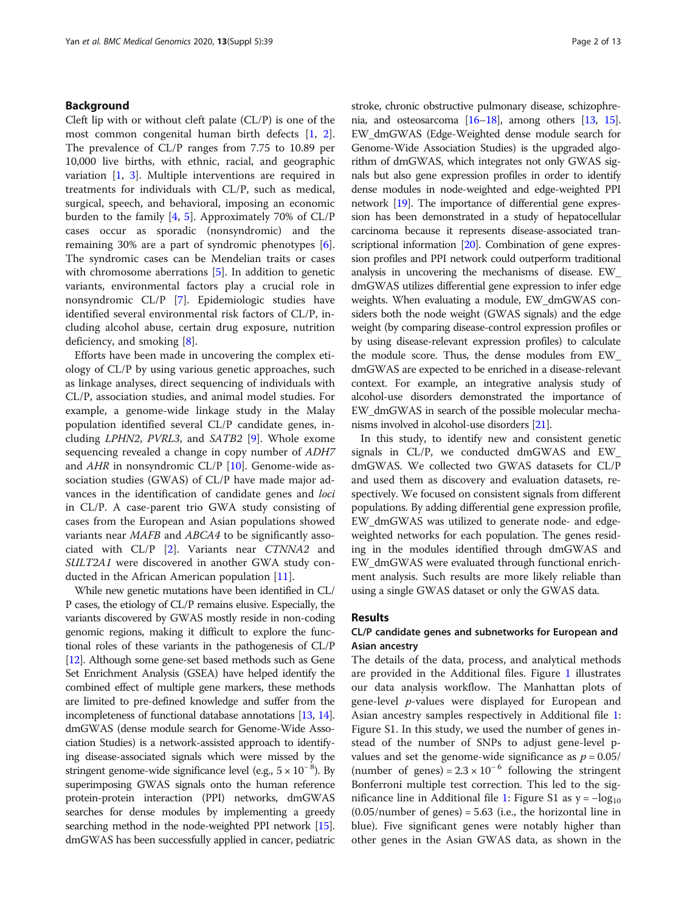## Background

Cleft lip with or without cleft palate (CL/P) is one of the most common congenital human birth defects [1, 2]. The prevalence of CL/P ranges from 7.75 to 10.89 per 10,000 live births, with ethnic, racial, and geographic variation [1, 3]. Multiple interventions are required in treatments for individuals with CL/P, such as medical, surgical, speech, and behavioral, imposing an economic burden to the family [4, 5]. Approximately 70% of CL/P cases occur as sporadic (nonsyndromic) and the remaining 30% are a part of syndromic phenotypes [6]. The syndromic cases can be Mendelian traits or cases with chromosome aberrations [5]. In addition to genetic variants, environmental factors play a crucial role in nonsyndromic CL/P [7]. Epidemiologic studies have identified several environmental risk factors of CL/P, including alcohol abuse, certain drug exposure, nutrition deficiency, and smoking [8].

Efforts have been made in uncovering the complex etiology of CL/P by using various genetic approaches, such as linkage analyses, direct sequencing of individuals with CL/P, association studies, and animal model studies. For example, a genome-wide linkage study in the Malay population identified several CL/P candidate genes, including *LPHN2*, *PVRL3*, and *SATB2* [9]. Whole exome sequencing revealed a change in copy number of *ADH7* and *AHR* in nonsyndromic CL/P [10]. Genome-wide association studies (GWAS) of CL/P have made major advances in the identification of candidate genes and *loci* in CL/P. A case-parent trio GWA study consisting of cases from the European and Asian populations showed variants near *MAFB* and *ABCA4* to be significantly associated with CL/P [2]. Variants near *CTNNA2* and *SULT2A1* were discovered in another GWA study conducted in the African American population [11].

While new genetic mutations have been identified in CL/P cases, the etiology of CL/P remains elusive. Especially, the variants discovered by GWAS mostly reside in non-coding genomic regions, making it difficult to explore the functional roles of these variants in the pathogenesis of CL/P [12]. Although some gene-set based methods such as Gene Set Enrichment Analysis (GSEA) have helped identify the combined effect of multiple gene markers, these methods are limited to pre-defined knowledge and suffer from the incompleteness of functional database annotations [13, 14]. dmGWAS (dense module search for Genome-Wide Association Studies) is a network-assisted approach to identifying disease-associated signals which were missed by the stringent genome-wide significance level (e.g., $5 \times 10^{-8}$). By superimposing GWAS signals onto the human reference protein-protein interaction (PPI) networks, dmGWAS searches for dense modules by implementing a greedy searching method in the node-weighted PPI network [15]. dmGWAS has been successfully applied in cancer, pediatric stroke, chronic obstructive pulmonary disease, schizophrenia, and osteosarcoma [16–18], among others [13, 15]. EW_dmGWAS (Edge-Weighted dense module search for Genome-Wide Association Studies) is the upgraded algorithm of dmGWAS, which integrates not only GWAS signals but also gene expression profiles in order to identify dense modules in node-weighted and edge-weighted PPI network [19]. The importance of differential gene expression has been demonstrated in a study of hepatocellular carcinoma because it represents disease-associated transcriptional information [20]. Combination of gene expression profiles and PPI network could outperform traditional analysis in uncovering the mechanisms of disease. EW_dmGWAS utilizes differential gene expression to infer edge weights. When evaluating a module, EW_dmGWAS considers both the node weight (GWAS signals) and the edge weight (by comparing disease-control expression profiles or by using disease-relevant expression profiles) to calculate the module score. Thus, the dense modules from EW_dmGWAS are expected to be enriched in a disease-relevant context. For example, an integrative analysis study of alcohol-use disorders demonstrated the importance of EW_dmGWAS in search of the possible molecular mechanisms involved in alcohol-use disorders [21].

In this study, to identify new and consistent genetic signals in CL/P, we conducted dmGWAS and EW_dmGWAS. We collected two GWAS datasets for CL/P and used them as discovery and evaluation datasets, respectively. We focused on consistent signals from different populations. By adding differential gene expression profile, EW_dmGWAS was utilized to generate node- and edge-weighted networks for each population. The genes residing in the modules identified through dmGWAS and EW_dmGWAS were evaluated through functional enrichment analysis. Such results are more likely reliable than using a single GWAS dataset or only the GWAS data.

## Results

### CL/P candidate genes and subnetworks for European and Asian ancestry

The details of the data, process, and analytical methods are provided in the Additional files. Figure 1 illustrates our data analysis workflow. The Manhattan plots of gene-level *p*-values were displayed for European and Asian ancestry samples respectively in Additional file 1: Figure S1. In this study, we used the number of genes instead of the number of SNPs to adjust gene-level p-values and set the genome-wide significance as $p = 0.05/(\text{number of genes}) = 2.3 \times 10^{-6}$ following the stringent Bonferroni multiple test correction. This led to the significance line in Additional file 1: Figure S1 as $y = -\log_{10}(0.05/\text{number of genes}) = 5.63$ (i.e., the horizontal line in blue). Five significant genes were notably higher than other genes in the Asian GWAS data, as shown in the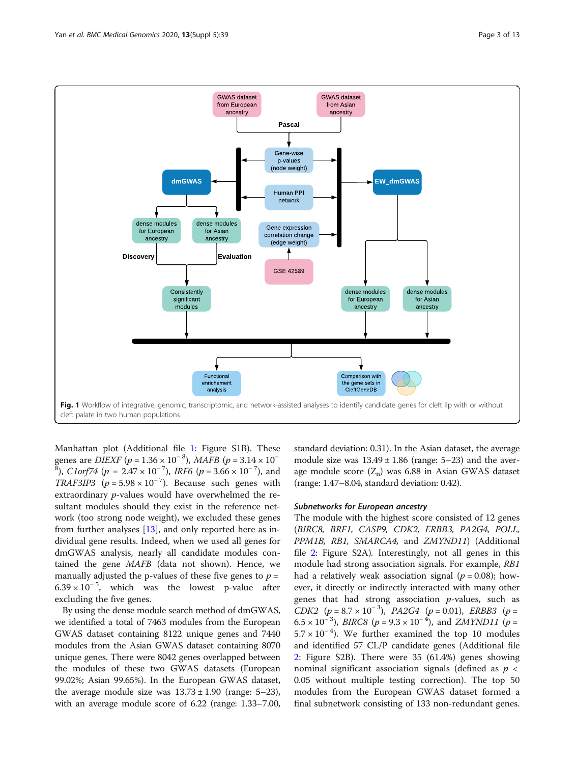Fig. 1 Workflow of integrative, genomic, transcriptomic, and network-assisted analyses to identify candidate genes for cleft lip with or without cleft palate in two human populations

Manhattan plot (Additional file 1: Figure S1B). These genes are *DIEXF* ($p = 1.36 \times 10^{-8}$), *MAFB* ($p = 3.14 \times 10^{-8}$), *C1orf74* ($p = 2.47 \times 10^{-7}$), *IRF6* ($p = 3.66 \times 10^{-7}$), and *TRAF3IP3* ($p = 5.98 \times 10^{-7}$). Because such genes with extraordinary *p*-values would have overwhelmed the resultant modules should they exist in the reference network (too strong node weight), we excluded these genes from further analyses [13], and only reported here as individual gene results. Indeed, when we used all genes for dmGWAS analysis, nearly all candidate modules contained the gene *MAFB* (data not shown). Hence, we manually adjusted the p-values of these five genes to $p = 6.39 \times 10^{-5}$, which was the lowest p-value after excluding the five genes.

By using the dense module search method of dmGWAS, we identified a total of 7463 modules from the European GWAS dataset containing 8122 unique genes and 7440 modules from the Asian GWAS dataset containing 8070 unique genes. There were 8042 genes overlapped between the modules of these two GWAS datasets (European 99.02%; Asian 99.65%). In the European GWAS dataset, the average module size was $13.73 \pm 1.90$ (range: 5–23), with an average module score of 6.22 (range: 1.33–7.00, standard deviation: 0.31). In the Asian dataset, the average module size was $13.49 \pm 1.86$ (range: 5–23) and the average module score ($Z_n$) was 6.88 in Asian GWAS dataset (range: 1.47–8.04, standard deviation: 0.42).

### Subnetworks for European ancestry

The module with the highest score consisted of 12 genes (*BIRC8, BRF1, CASP9, CDK2, ERBB3, PA2G4, POLL, PPM1B, RB1, SMARCA4,* and *ZMYND11*) (Additional file 2: Figure S2A). Interestingly, not all genes in this module had strong association signals. For example, *RB1* had a relatively weak association signal ($p = 0.08$); however, it directly or indirectly interacted with many other genes that had strong association *p*-values, such as *CDK2* ($p = 8.7 \times 10^{-3}$), *PA2G4* ($p = 0.01$), *ERBB3* ($p = 6.5 \times 10^{-3}$), *BIRC8* ($p = 9.3 \times 10^{-4}$), and *ZMYND11* ($p = 5.7 \times 10^{-4}$). We further examined the top 10 modules and identified 57 CL/P candidate genes (Additional file 2: Figure S2B). There were 35 (61.4%) genes showing nominal significant association signals (defined as $p < 0.05$ without multiple testing correction). The top 50 modules from the European GWAS dataset formed a final subnetwork consisting of 133 non-redundant genes.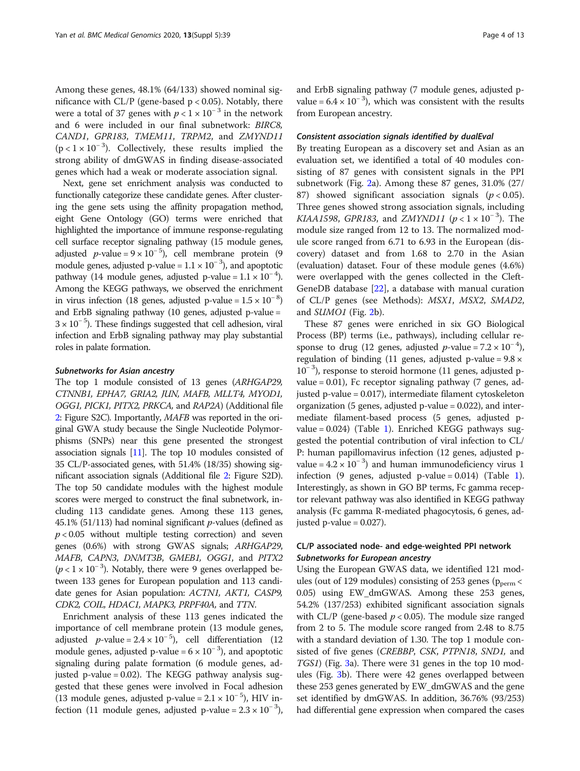Among these genes, 48.1% (64/133) showed nominal significance with CL/P (gene-based $p < 0.05$). Notably, there were a total of 37 genes with $p < 1 \times 10^{-3}$ in the network and 6 were included in our final subnetwork: *BIRC8*, *CAND1*, *GPR183*, *TMEM11*, *TRPM2*, and *ZMYND11* ($p < 1 \times 10^{-3}$). Collectively, these results implied the strong ability of dmGWAS in finding disease-associated genes which had a weak or moderate association signal.

Next, gene set enrichment analysis was conducted to functionally categorize these candidate genes. After clustering the gene sets using the affinity propagation method, eight Gene Ontology (GO) terms were enriched that highlighted the importance of immune response-regulating cell surface receptor signaling pathway (15 module genes, adjusted *p*-value = $9 \times 10^{-5}$), cell membrane protein (9 module genes, adjusted p-value = $1.1 \times 10^{-3}$), and apoptotic pathway (14 module genes, adjusted p-value = $1.1 \times 10^{-4}$). Among the KEGG pathways, we observed the enrichment in virus infection (18 genes, adjusted p-value = $1.5 \times 10^{-8}$) and ErbB signaling pathway (10 genes, adjusted p-value = $3 \times 10^{-5}$). These findings suggested that cell adhesion, viral infection and ErbB signaling pathway may play substantial roles in palate formation.

#### *Subnetworks for Asian ancestry*

The top 1 module consisted of 13 genes (*ARHGAP29, CTNNB1, EPHA7, GRIA2, JUN, MAFB, MLLT4, MYOD1, OGG1, PICK1, PITX2, PRKCA*, and *RAP2A*) (Additional file 2: Figure S2C). Importantly, *MAFB* was reported in the original GWA study because the Single Nucleotide Polymorphisms (SNPs) near this gene presented the strongest association signals [11]. The top 10 modules consisted of 35 CL/P-associated genes, with 51.4% (18/35) showing significant association signals (Additional file 2: Figure S2D). The top 50 candidate modules with the highest module scores were merged to construct the final subnetwork, including 113 candidate genes. Among these 113 genes, 45.1% (51/113) had nominal significant *p*-values (defined as $p < 0.05$ without multiple testing correction) and seven genes (0.6%) with strong GWAS signals; *ARHGAP29, MAFB, CAPN3, DNMT3B, GMEB1, OGG1*, and *PITX2* ($p < 1 \times 10^{-3}$). Notably, there were 9 genes overlapped between 133 genes for European population and 113 candidate genes for Asian population: *ACTN1, AKT1, CASP9, CDK2, COIL, HDAC1, MAPK3, PRPF40A*, and *TTN*.

Enrichment analysis of these 113 genes indicated the importance of cell membrane protein (13 module genes, adjusted *p*-value = $2.4 \times 10^{-5}$), cell differentiation (12 module genes, adjusted p-value = $6 \times 10^{-3}$), and apoptotic signaling during palate formation (6 module genes, adjusted p-value = 0.02). The KEGG pathway analysis suggested that these genes were involved in Focal adhesion (13 module genes, adjusted p-value = $2.1 \times 10^{-5}$), HIV infection (11 module genes, adjusted p-value = $2.3 \times 10^{-3}$), and ErbB signaling pathway (7 module genes, adjusted p-value = $6.4 \times 10^{-3}$), which was consistent with the results from European ancestry.

#### *Consistent association signals identified by dualEval*

By treating European as a discovery set and Asian as an evaluation set, we identified a total of 40 modules consisting of 87 genes with consistent signals in the PPI subnetwork (Fig. 2a). Among these 87 genes, 31.0% (27/87) showed significant association signals ($p < 0.05$). Three genes showed strong association signals, including *KIAA1598*, *GPR183*, and *ZMYND11* ($p < 1 \times 10^{-3}$). The module size ranged from 12 to 13. The normalized module score ranged from 6.71 to 6.93 in the European (discovery) dataset and from 1.68 to 2.70 in the Asian (evaluation) dataset. Four of these module genes (4.6%) were overlapped with the genes collected in the CleftGeneDB database [22], a database with manual curation of CL/P genes (see Methods): *MSX1*, *MSX2*, *SMAD2*, and *SUMO1* (Fig. 2b).

These 87 genes were enriched in six GO Biological Process (BP) terms (i.e., pathways), including cellular response to drug (12 genes, adjusted *p*-value = $7.2 \times 10^{-4}$), regulation of binding (11 genes, adjusted p-value = $9.8 \times 10^{-3}$), response to steroid hormone (11 genes, adjusted p-value = 0.01), Fc receptor signaling pathway (7 genes, adjusted p-value = 0.017), intermediate filament cytoskeleton organization (5 genes, adjusted p-value = 0.022), and intermediate filament-based process (5 genes, adjusted p-value = 0.024) (Table 1). Enriched KEGG pathways suggested the potential contribution of viral infection to CL/P: human papillomavirus infection (12 genes, adjusted p-value = $4.2 \times 10^{-3}$) and human immunodeficiency virus 1 infection (9 genes, adjusted p-value = 0.014) (Table 1). Interestingly, as shown in GO BP terms, Fc gamma receptor relevant pathway was also identified in KEGG pathway analysis (Fc gamma R-mediated phagocytosis, 6 genes, adjusted p-value = 0.027).

### CL/P associated node- and edge-weighted PPI network

#### *Subnetworks for European ancestry*

Using the European GWAS data, we identified 121 modules (out of 129 modules) consisting of 253 genes ($p_{perm} < 0.05$) using EW_dmGWAS. Among these 253 genes, 54.2% (137/253) exhibited significant association signals with CL/P (gene-based $p < 0.05$). The module size ranged from 2 to 5. The module score ranged from 2.48 to 8.75 with a standard deviation of 1.30. The top 1 module consisted of five genes (*CREBBP*, *CSK*, *PTPN18*, *SND1*, and *TGS1*) (Fig. 3a). There were 31 genes in the top 10 modules (Fig. 3b). There were 42 genes overlapped between these 253 genes generated by EW_dmGWAS and the gene set identified by dmGWAS. In addition, 36.76% (93/253) had differential gene expression when compared the cases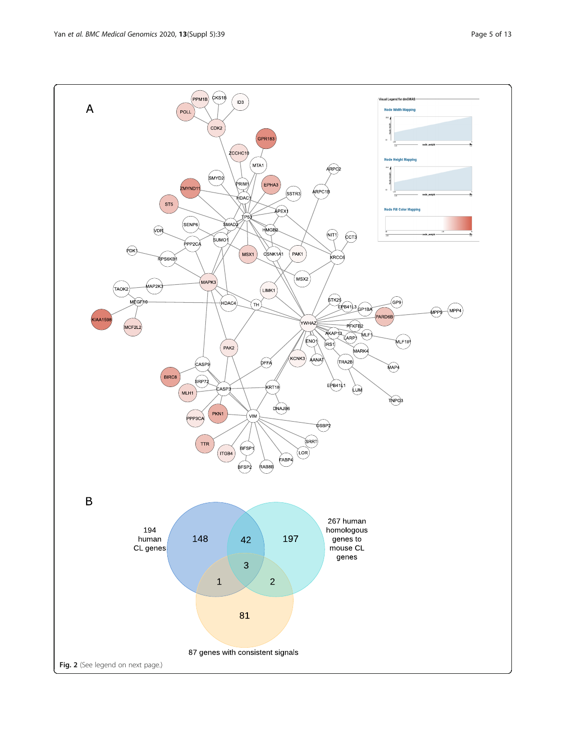**Fig. 2** (See legend on next page.)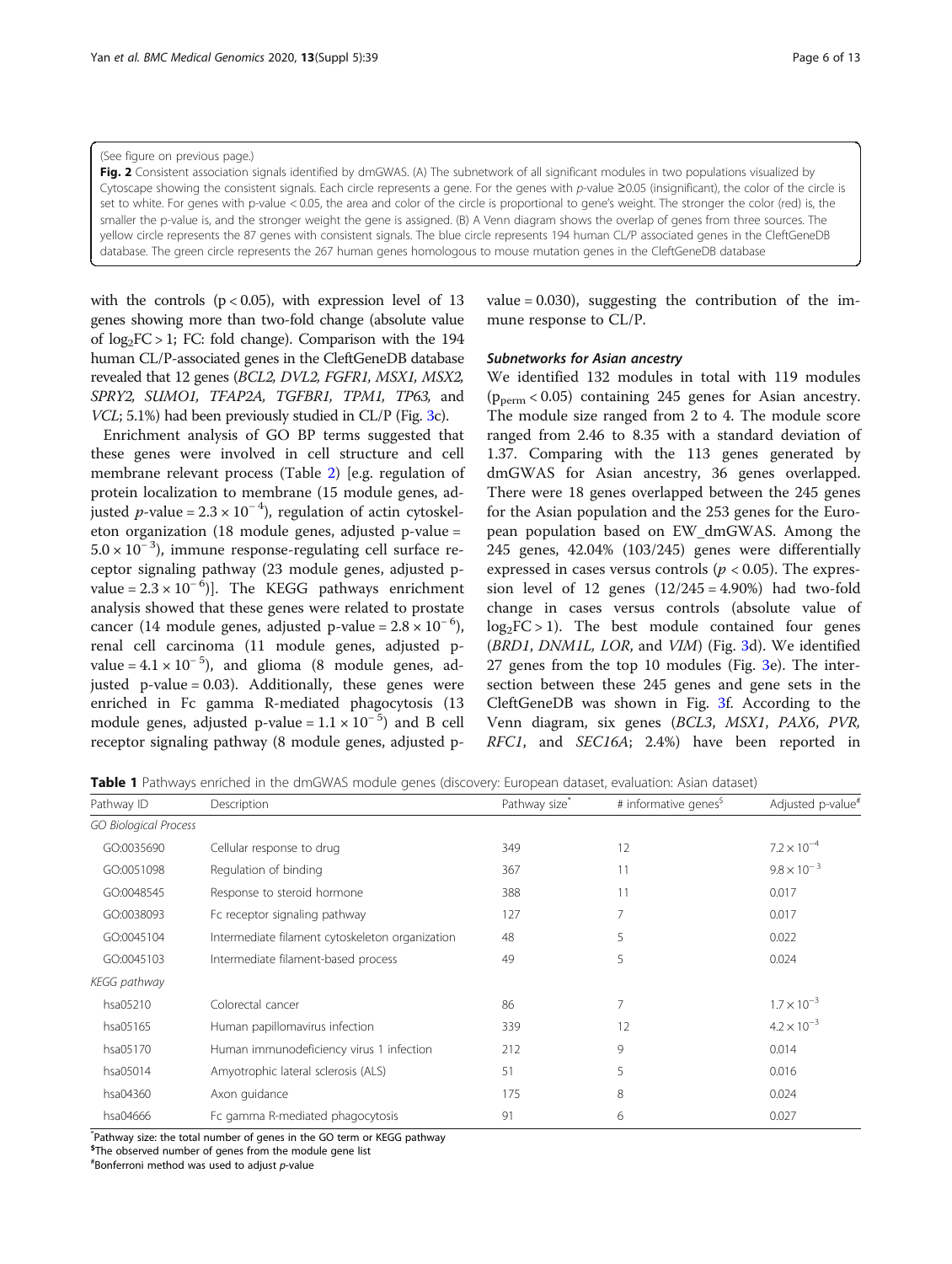(See figure on previous page.)

**Fig. 2** Consistent association signals identified by dmGWAS. (A) The subnetwork of all significant modules in two populations visualized by Cytoscape showing the consistent signals. Each circle represents a gene. For the genes with *p*-value ≥0.05 (insignificant), the color of the circle is set to white. For genes with p-value < 0.05, the area and color of the circle is proportional to gene's weight. The stronger the color (red) is, the smaller the p-value is, and the stronger weight the gene is assigned. (B) A Venn diagram shows the overlap of genes from three sources. The yellow circle represents the 87 genes with consistent signals. The blue circle represents 194 human CL/P associated genes in the CleftGeneDB database. The green circle represents the 267 human genes homologous to mouse mutation genes in the CleftGeneDB database

with the controls ($p < 0.05$), with expression level of 13 genes showing more than two-fold change (absolute value of $\log_2FC > 1$; FC: fold change). Comparison with the 194 human CL/P-associated genes in the CleftGeneDB database revealed that 12 genes (*BCL2, DVL2, FGFR1, MSX1, MSX2, SPRY2, SUMO1, TFAP2A, TGFBR1, TPM1, TP63,* and *VCL*; 5.1%) had been previously studied in CL/P (Fig. 3c).

Enrichment analysis of GO BP terms suggested that these genes were involved in cell structure and cell membrane relevant process (Table 2) [e.g. regulation of protein localization to membrane (15 module genes, adjusted *p*-value = $2.3 \times 10^{-4}$), regulation of actin cytoskeleton organization (18 module genes, adjusted p-value = $5.0 \times 10^{-3}$), immune response-regulating cell surface receptor signaling pathway (23 module genes, adjusted p-value = $2.3 \times 10^{-6}$)]. The KEGG pathways enrichment analysis showed that these genes were related to prostate cancer (14 module genes, adjusted p-value = $2.8 \times 10^{-6}$), renal cell carcinoma (11 module genes, adjusted p-value = $4.1 \times 10^{-5}$), and glioma (8 module genes, adjusted p-value = 0.03). Additionally, these genes were enriched in Fc gamma R-mediated phagocytosis (13 module genes, adjusted p-value = $1.1 \times 10^{-5}$) and B cell receptor signaling pathway (8 module genes, adjusted p-value = 0.030), suggesting the contribution of the immune response to CL/P.

#### Subnetworks for Asian ancestry

We identified 132 modules in total with 119 modules ($p_{perm} < 0.05$) containing 245 genes for Asian ancestry. The module size ranged from 2 to 4. The module score ranged from 2.46 to 8.35 with a standard deviation of 1.37. Comparing with the 113 genes generated by dmGWAS for Asian ancestry, 36 genes overlapped. There were 18 genes overlapped between the 245 genes for the Asian population and the 253 genes for the European population based on EW_dmGWAS. Among the 245 genes, 42.04% (103/245) genes were differentially expressed in cases versus controls ($p < 0.05$). The expression level of 12 genes (12/245 = 4.90%) had two-fold change in cases versus controls (absolute value of $\log_2FC > 1$). The best module contained four genes (*BRD1, DNM1L, LOR,* and *VIM*) (Fig. 3d). We identified 27 genes from the top 10 modules (Fig. 3e). The intersection between these 245 genes and gene sets in the CleftGeneDB was shown in Fig. 3f. According to the Venn diagram, six genes (*BCL3, MSX1, PAX6, PVR, RFC1,* and *SEC16A*; 2.4%) have been reported in

**Table 1** Pathways enriched in the dmGWAS module genes (discovery: European dataset, evaluation: Asian dataset)

| Pathway ID | Description | Pathway size* | # informative genes$ | Adjusted p-value# |
|---|---|---|---|---|
| *GO Biological Process* | | | | |
| GO:0035690 | Cellular response to drug | 349 | 12 | $7.2 \times 10^{-4}$ |
| GO:0051098 | Regulation of binding | 367 | 11 | $9.8 \times 10^{-3}$ |
| GO:0048545 | Response to steroid hormone | 388 | 11 | 0.017 |
| GO:0038093 | Fc receptor signaling pathway | 127 | 7 | 0.017 |
| GO:0045104 | Intermediate filament cytoskeleton organization | 48 | 5 | 0.022 |
| GO:0045103 | Intermediate filament-based process | 49 | 5 | 0.024 |
| *KEGG pathway* | | | | |
| hsa05210 | Colorectal cancer | 86 | 7 | $1.7 \times 10^{-3}$ |
| hsa05165 | Human papillomavirus infection | 339 | 12 | $4.2 \times 10^{-3}$ |
| hsa05170 | Human immunodeficiency virus 1 infection | 212 | 9 | 0.014 |
| hsa05014 | Amyotrophic lateral sclerosis (ALS) | 51 | 5 | 0.016 |
| hsa04360 | Axon guidance | 175 | 8 | 0.024 |
| hsa04666 | Fc gamma R-mediated phagocytosis | 91 | 6 | 0.027 |

*Pathway size: the total number of genes in the GO term or KEGG pathway

$The observed number of genes from the module gene list

#Bonferroni method was used to adjust *p*-value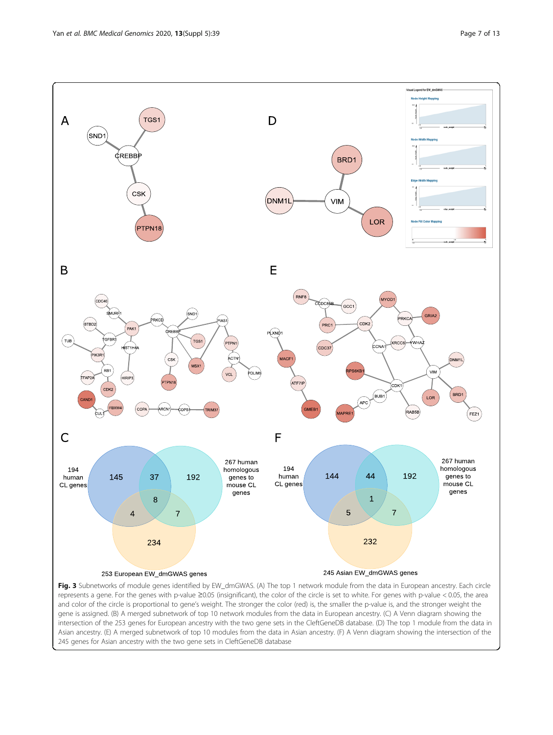**Fig. 3** Subnetworks of module genes identified by EW_dmGWAS. (A) The top 1 network module from the data in European ancestry. Each circle represents a gene. For the genes with p-value ≥0.05 (insignificant), the color of the circle is set to white. For genes with p-value < 0.05, the area and color of the circle is proportional to gene's weight. The stronger the color (red) is, the smaller the p-value is, and the stronger weight the gene is assigned. (B) A merged subnetwork of top 10 network modules from the data in European ancestry. (C) A Venn diagram showing the intersection of the 253 genes for European ancestry with the two gene sets in the CleftGeneDB database. (D) The top 1 module from the data in Asian ancestry. (E) A merged subnetwork of top 10 modules from the data in Asian ancestry. (F) A Venn diagram showing the intersection of the 245 genes for Asian ancestry with the two gene sets in CleftGeneDB database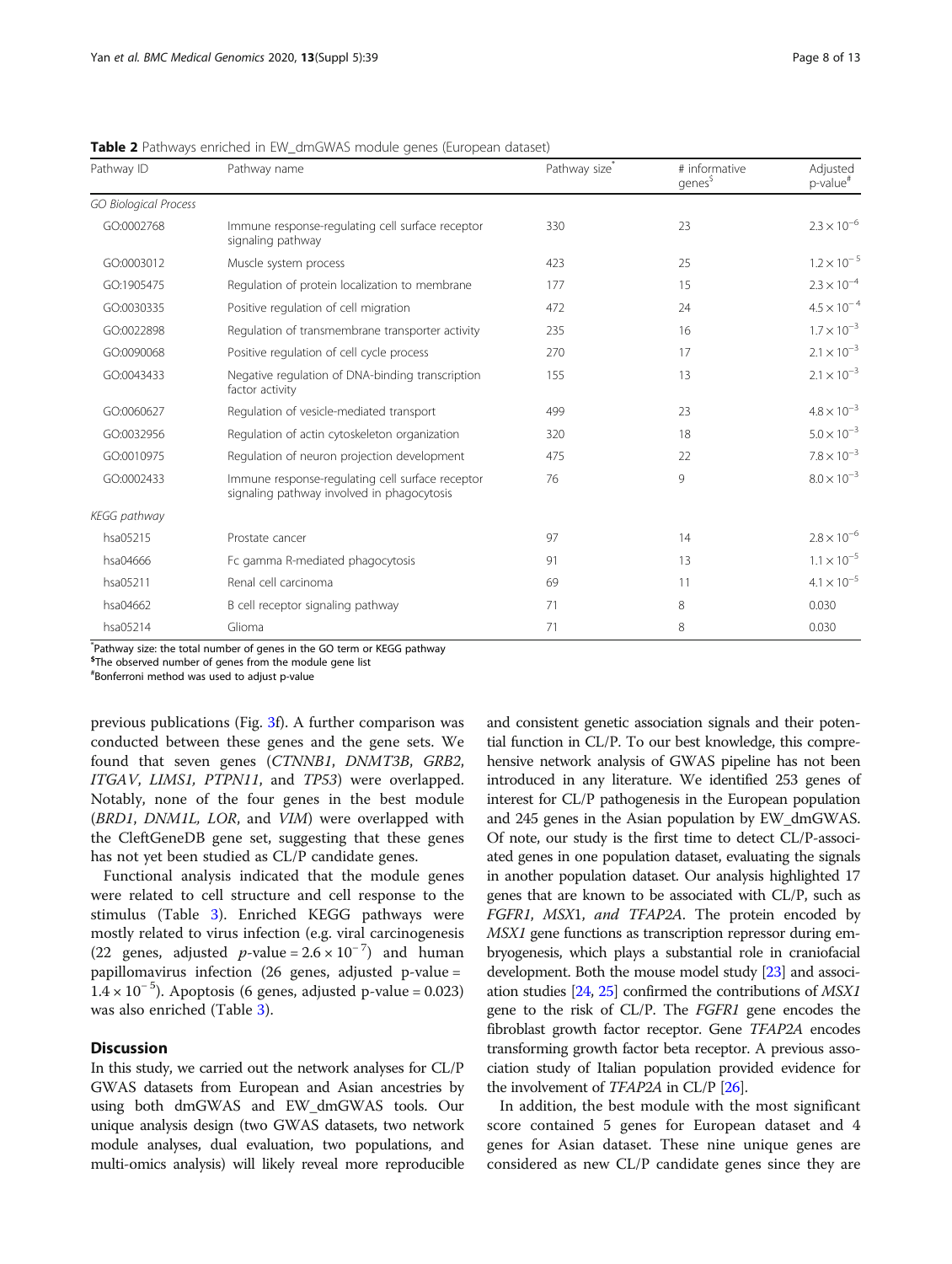**Table 2** Pathways enriched in EW_dmGWAS module genes (European dataset)

| Pathway ID | Pathway name | Pathway size* | # informative genes$ | Adjusted p-value# |
|---|---|---|---|---|
| *GO Biological Process* | | | | |
| GO:0002768 | Immune response-regulating cell surface receptor signaling pathway | 330 | 23 | $2.3 \times 10^{-6}$ |
| GO:0003012 | Muscle system process | 423 | 25 | $1.2 \times 10^{-5}$ |
| GO:1905475 | Regulation of protein localization to membrane | 177 | 15 | $2.3 \times 10^{-4}$ |
| GO:0030335 | Positive regulation of cell migration | 472 | 24 | $4.5 \times 10^{-4}$ |
| GO:0022898 | Regulation of transmembrane transporter activity | 235 | 16 | $1.7 \times 10^{-3}$ |
| GO:0090068 | Positive regulation of cell cycle process | 270 | 17 | $2.1 \times 10^{-3}$ |
| GO:0043433 | Negative regulation of DNA-binding transcription factor activity | 155 | 13 | $2.1 \times 10^{-3}$ |
| GO:0060627 | Regulation of vesicle-mediated transport | 499 | 23 | $4.8 \times 10^{-3}$ |
| GO:0032956 | Regulation of actin cytoskeleton organization | 320 | 18 | $5.0 \times 10^{-3}$ |
| GO:0010975 | Regulation of neuron projection development | 475 | 22 | $7.8 \times 10^{-3}$ |
| GO:0002433 | Immune response-regulating cell surface receptor signaling pathway involved in phagocytosis | 76 | 9 | $8.0 \times 10^{-3}$ |
| *KEGG pathway* | | | | |
| hsa05215 | Prostate cancer | 97 | 14 | $2.8 \times 10^{-6}$ |
| hsa04666 | Fc gamma R-mediated phagocytosis | 91 | 13 | $1.1 \times 10^{-5}$ |
| hsa05211 | Renal cell carcinoma | 69 | 11 | $4.1 \times 10^{-5}$ |
| hsa04662 | B cell receptor signaling pathway | 71 | 8 | 0.030 |
| hsa05214 | Glioma | 71 | 8 | 0.030 |

*Pathway size: the total number of genes in the GO term or KEGG pathway
$The observed number of genes from the module gene list
#Bonferroni method was used to adjust p-value

previous publications (Fig. 3f). A further comparison was conducted between these genes and the gene sets. We found that seven genes (*CTNNB1*, *DNMT3B*, *GRB2*, *ITGAV*, *LIMS1*, *PTPN11*, and *TP53*) were overlapped. Notably, none of the four genes in the best module (*BRD1*, *DNM1L*, *LOR*, and *VIM*) were overlapped with the CleftGeneDB gene set, suggesting that these genes has not yet been studied as CL/P candidate genes.

Functional analysis indicated that the module genes were related to cell structure and cell response to the stimulus (Table 3). Enriched KEGG pathways were mostly related to virus infection (e.g. viral carcinogenesis (22 genes, adjusted $p$-value = $2.6 \times 10^{-7}$) and human papillomavirus infection (26 genes, adjusted p-value = $1.4 \times 10^{-5}$). Apoptosis (6 genes, adjusted p-value = 0.023) was also enriched (Table 3).

## Discussion

In this study, we carried out the network analyses for CL/P GWAS datasets from European and Asian ancestries by using both dmGWAS and EW_dmGWAS tools. Our unique analysis design (two GWAS datasets, two network module analyses, dual evaluation, two populations, and multi-omics analysis) will likely reveal more reproducible and consistent genetic association signals and their potential function in CL/P. To our best knowledge, this comprehensive network analysis of GWAS pipeline has not been introduced in any literature. We identified 253 genes of interest for CL/P pathogenesis in the European population and 245 genes in the Asian population by EW_dmGWAS. Of note, our study is the first time to detect CL/P-associated genes in one population dataset, evaluating the signals in another population dataset. Our analysis highlighted 17 genes that are known to be associated with CL/P, such as *FGFR1*, *MSX*1, *and TFAP2A*. The protein encoded by *MSX1* gene functions as transcription repressor during embryogenesis, which plays a substantial role in craniofacial development. Both the mouse model study [23] and association studies [24, 25] confirmed the contributions of *MSX1* gene to the risk of CL/P. The *FGFR1* gene encodes the fibroblast growth factor receptor. Gene *TFAP2A* encodes transforming growth factor beta receptor. A previous association study of Italian population provided evidence for the involvement of *TFAP2A* in CL/P [26].

In addition, the best module with the most significant score contained 5 genes for European dataset and 4 genes for Asian dataset. These nine unique genes are considered as new CL/P candidate genes since they are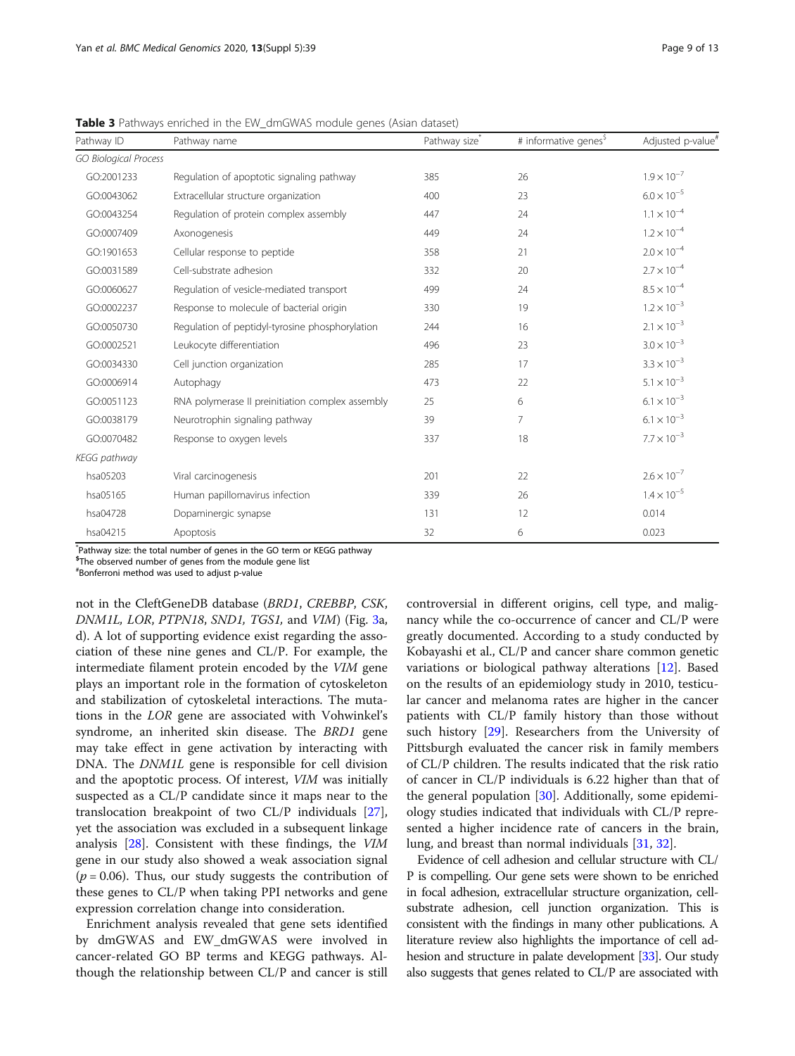**Table 3** Pathways enriched in the EW_dmGWAS module genes (Asian dataset)

| Pathway ID | Pathway name | Pathway size* | # informative genes$ | Adjusted p-value# |
|---|---|---|---|---|
| *GO Biological Process* | | | | |
| GO:2001233 | Regulation of apoptotic signaling pathway | 385 | 26 | $1.9 \times 10^{-7}$ |
| GO:0043062 | Extracellular structure organization | 400 | 23 | $6.0 \times 10^{-5}$ |
| GO:0043254 | Regulation of protein complex assembly | 447 | 24 | $1.1 \times 10^{-4}$ |
| GO:0007409 | Axonogenesis | 449 | 24 | $1.2 \times 10^{-4}$ |
| GO:1901653 | Cellular response to peptide | 358 | 21 | $2.0 \times 10^{-4}$ |
| GO:0031589 | Cell-substrate adhesion | 332 | 20 | $2.7 \times 10^{-4}$ |
| GO:0060627 | Regulation of vesicle-mediated transport | 499 | 24 | $8.5 \times 10^{-4}$ |
| GO:0002237 | Response to molecule of bacterial origin | 330 | 19 | $1.2 \times 10^{-3}$ |
| GO:0050730 | Regulation of peptidyl-tyrosine phosphorylation | 244 | 16 | $2.1 \times 10^{-3}$ |
| GO:0002521 | Leukocyte differentiation | 496 | 23 | $3.0 \times 10^{-3}$ |
| GO:0034330 | Cell junction organization | 285 | 17 | $3.3 \times 10^{-3}$ |
| GO:0006914 | Autophagy | 473 | 22 | $5.1 \times 10^{-3}$ |
| GO:0051123 | RNA polymerase II preinitiation complex assembly | 25 | 6 | $6.1 \times 10^{-3}$ |
| GO:0038179 | Neurotrophin signaling pathway | 39 | 7 | $6.1 \times 10^{-3}$ |
| GO:0070482 | Response to oxygen levels | 337 | 18 | $7.7 \times 10^{-3}$ |
| *KEGG pathway* | | | | |
| hsa05203 | Viral carcinogenesis | 201 | 22 | $2.6 \times 10^{-7}$ |
| hsa05165 | Human papillomavirus infection | 339 | 26 | $1.4 \times 10^{-5}$ |
| hsa04728 | Dopaminergic synapse | 131 | 12 | 0.014 |
| hsa04215 | Apoptosis | 32 | 6 | 0.023 |

*Pathway size: the total number of genes in the GO term or KEGG pathway
$The observed number of genes from the module gene list
#Bonferroni method was used to adjust p-value

not in the CleftGeneDB database (*BRD1*, *CREBBP*, *CSK*, *DNM1L*, *LOR*, *PTPN18*, *SND1*, *TGS1*, and *VIM*) (Fig. 3a, d). A lot of supporting evidence exist regarding the association of these nine genes and CL/P. For example, the intermediate filament protein encoded by the *VIM* gene plays an important role in the formation of cytoskeleton and stabilization of cytoskeletal interactions. The mutations in the *LOR* gene are associated with Vohwinkel's syndrome, an inherited skin disease. The *BRD1* gene may take effect in gene activation by interacting with DNA. The *DNM1L* gene is responsible for cell division and the apoptotic process. Of interest, *VIM* was initially suspected as a CL/P candidate since it maps near to the translocation breakpoint of two CL/P individuals [27], yet the association was excluded in a subsequent linkage analysis [28]. Consistent with these findings, the *VIM* gene in our study also showed a weak association signal ($p = 0.06$). Thus, our study suggests the contribution of these genes to CL/P when taking PPI networks and gene expression correlation change into consideration.

Enrichment analysis revealed that gene sets identified by dmGWAS and EW_dmGWAS were involved in cancer-related GO BP terms and KEGG pathways. Although the relationship between CL/P and cancer is still controversial in different origins, cell type, and malignancy while the co-occurrence of cancer and CL/P were greatly documented. According to a study conducted by Kobayashi et al., CL/P and cancer share common genetic variations or biological pathway alterations [12]. Based on the results of an epidemiology study in 2010, testicular cancer and melanoma rates are higher in the cancer patients with CL/P family history than those without such history [29]. Researchers from the University of Pittsburgh evaluated the cancer risk in family members of CL/P children. The results indicated that the risk ratio of cancer in CL/P individuals is 6.22 higher than that of the general population [30]. Additionally, some epidemiology studies indicated that individuals with CL/P represented a higher incidence rate of cancers in the brain, lung, and breast than normal individuals [31, 32].

Evidence of cell adhesion and cellular structure with CL/P is compelling. Our gene sets were shown to be enriched in focal adhesion, extracellular structure organization, cell-substrate adhesion, cell junction organization. This is consistent with the findings in many other publications. A literature review also highlights the importance of cell adhesion and structure in palate development [33]. Our study also suggests that genes related to CL/P are associated with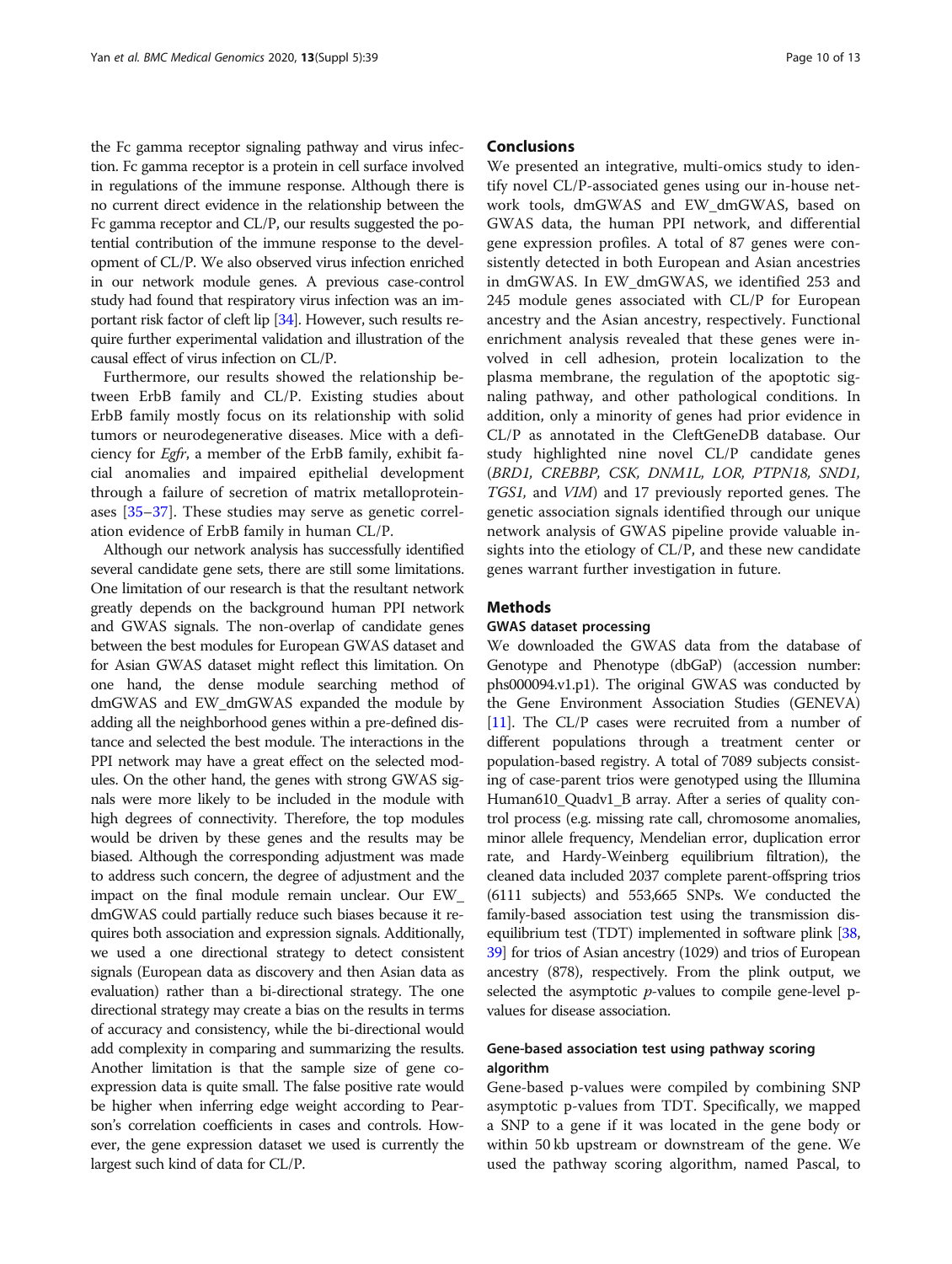the Fc gamma receptor signaling pathway and virus infection. Fc gamma receptor is a protein in cell surface involved in regulations of the immune response. Although there is no current direct evidence in the relationship between the Fc gamma receptor and CL/P, our results suggested the potential contribution of the immune response to the development of CL/P. We also observed virus infection enriched in our network module genes. A previous case-control study had found that respiratory virus infection was an important risk factor of cleft lip [34]. However, such results require further experimental validation and illustration of the causal effect of virus infection on CL/P.

Furthermore, our results showed the relationship between ErbB family and CL/P. Existing studies about ErbB family mostly focus on its relationship with solid tumors or neurodegenerative diseases. Mice with a deficiency for *Egfr*, a member of the ErbB family, exhibit facial anomalies and impaired epithelial development through a failure of secretion of matrix metalloproteinases [35–37]. These studies may serve as genetic correlation evidence of ErbB family in human CL/P.

Although our network analysis has successfully identified several candidate gene sets, there are still some limitations. One limitation of our research is that the resultant network greatly depends on the background human PPI network and GWAS signals. The non-overlap of candidate genes between the best modules for European GWAS dataset and for Asian GWAS dataset might reflect this limitation. On one hand, the dense module searching method of dmGWAS and EW_dmGWAS expanded the module by adding all the neighborhood genes within a pre-defined distance and selected the best module. The interactions in the PPI network may have a great effect on the selected modules. On the other hand, the genes with strong GWAS signals were more likely to be included in the module with high degrees of connectivity. Therefore, the top modules would be driven by these genes and the results may be biased. Although the corresponding adjustment was made to address such concern, the degree of adjustment and the impact on the final module remain unclear. Our EW_dmGWAS could partially reduce such biases because it requires both association and expression signals. Additionally, we used a one directional strategy to detect consistent signals (European data as discovery and then Asian data as evaluation) rather than a bi-directional strategy. The one directional strategy may create a bias on the results in terms of accuracy and consistency, while the bi-directional would add complexity in comparing and summarizing the results. Another limitation is that the sample size of gene co-expression data is quite small. The false positive rate would be higher when inferring edge weight according to Pearson's correlation coefficients in cases and controls. However, the gene expression dataset we used is currently the largest such kind of data for CL/P.

## Conclusions

We presented an integrative, multi-omics study to identify novel CL/P-associated genes using our in-house network tools, dmGWAS and EW_dmGWAS, based on GWAS data, the human PPI network, and differential gene expression profiles. A total of 87 genes were consistently detected in both European and Asian ancestries in dmGWAS. In EW_dmGWAS, we identified 253 and 245 module genes associated with CL/P for European ancestry and the Asian ancestry, respectively. Functional enrichment analysis revealed that these genes were involved in cell adhesion, protein localization to the plasma membrane, the regulation of the apoptotic signaling pathway, and other pathological conditions. In addition, only a minority of genes had prior evidence in CL/P as annotated in the CleftGeneDB database. Our study highlighted nine novel CL/P candidate genes (*BRD1, CREBBP, CSK, DNM1L, LOR, PTPN18, SND1, TGS1,* and *VIM*) and 17 previously reported genes. The genetic association signals identified through our unique network analysis of GWAS pipeline provide valuable insights into the etiology of CL/P, and these new candidate genes warrant further investigation in future.

## Methods

### GWAS dataset processing

We downloaded the GWAS data from the database of Genotype and Phenotype (dbGaP) (accession number: phs000094.v1.p1). The original GWAS was conducted by the Gene Environment Association Studies (GENEVA) [11]. The CL/P cases were recruited from a number of different populations through a treatment center or population-based registry. A total of 7089 subjects consisting of case-parent trios were genotyped using the Illumina Human610_Quadv1_B array. After a series of quality control process (e.g. missing rate call, chromosome anomalies, minor allele frequency, Mendelian error, duplication error rate, and Hardy-Weinberg equilibrium filtration), the cleaned data included 2037 complete parent-offspring trios (6111 subjects) and 553,665 SNPs. We conducted the family-based association test using the transmission disequilibrium test (TDT) implemented in software plink [38, 39] for trios of Asian ancestry (1029) and trios of European ancestry (878), respectively. From the plink output, we selected the asymptotic *p*-values to compile gene-level p-values for disease association.

### Gene-based association test using pathway scoring algorithm

Gene-based p-values were compiled by combining SNP asymptotic p-values from TDT. Specifically, we mapped a SNP to a gene if it was located in the gene body or within 50 kb upstream or downstream of the gene. We used the pathway scoring algorithm, named Pascal, to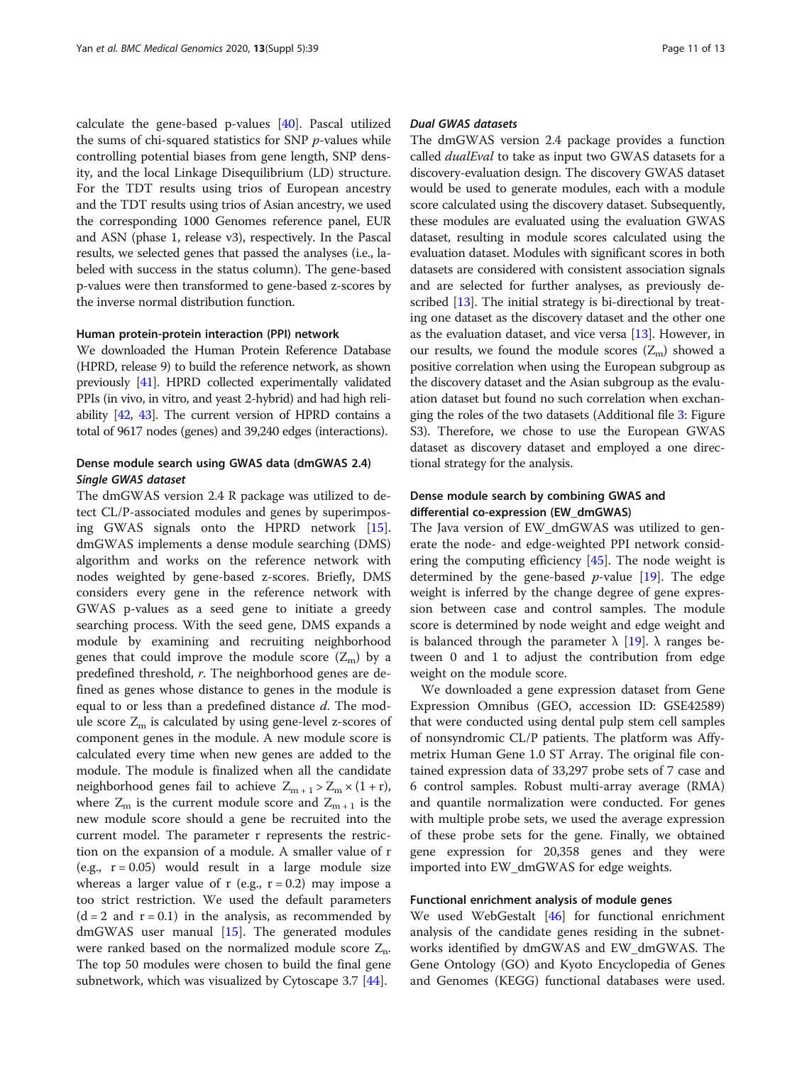calculate the gene-based p-values [40]. Pascal utilized the sums of chi-squared statistics for SNP *p*-values while controlling potential biases from gene length, SNP density, and the local Linkage Disequilibrium (LD) structure. For the TDT results using trios of European ancestry and the TDT results using trios of Asian ancestry, we used the corresponding 1000 Genomes reference panel, EUR and ASN (phase 1, release v3), respectively. In the Pascal results, we selected genes that passed the analyses (i.e., labeled with success in the status column). The gene-based p-values were then transformed to gene-based z-scores by the inverse normal distribution function.

#### Human protein-protein interaction (PPI) network

We downloaded the Human Protein Reference Database (HPRD, release 9) to build the reference network, as shown previously [41]. HPRD collected experimentally validated PPIs (in vivo, in vitro, and yeast 2-hybrid) and had high reliability [42, 43]. The current version of HPRD contains a total of 9617 nodes (genes) and 39,240 edges (interactions).

### Dense module search using GWAS data (dmGWAS 2.4)

#### *Single GWAS dataset*

The dmGWAS version 2.4 R package was utilized to detect CL/P-associated modules and genes by superimposing GWAS signals onto the HPRD network [15]. dmGWAS implements a dense module searching (DMS) algorithm and works on the reference network with nodes weighted by gene-based z-scores. Briefly, DMS considers every gene in the reference network with GWAS p-values as a seed gene to initiate a greedy searching process. With the seed gene, DMS expands a module by examining and recruiting neighborhood genes that could improve the module score ($Z_m$) by a predefined threshold, *r*. The neighborhood genes are defined as genes whose distance to genes in the module is equal to or less than a predefined distance *d*. The module score $Z_m$ is calculated by using gene-level z-scores of component genes in the module. A new module score is calculated every time when new genes are added to the module. The module is finalized when all the candidate neighborhood genes fail to achieve $Z_{m+1} > Z_m \times (1 + r)$, where $Z_m$ is the current module score and $Z_{m+1}$ is the new module score should a gene be recruited into the current model. The parameter r represents the restriction on the expansion of a module. A smaller value of r (e.g., $r = 0.05$) would result in a large module size whereas a larger value of r (e.g., $r = 0.2$) may impose a too strict restriction. We used the default parameters ($d = 2$ and $r = 0.1$) in the analysis, as recommended by dmGWAS user manual [15]. The generated modules were ranked based on the normalized module score $Z_n$. The top 50 modules were chosen to build the final gene subnetwork, which was visualized by Cytoscape 3.7 [44].

#### *Dual GWAS datasets*

The dmGWAS version 2.4 package provides a function called *dualEval* to take as input two GWAS datasets for a discovery-evaluation design. The discovery GWAS dataset would be used to generate modules, each with a module score calculated using the discovery dataset. Subsequently, these modules are evaluated using the evaluation GWAS dataset, resulting in module scores calculated using the evaluation dataset. Modules with significant scores in both datasets are considered with consistent association signals and are selected for further analyses, as previously described [13]. The initial strategy is bi-directional by treating one dataset as the discovery dataset and the other one as the evaluation dataset, and vice versa [13]. However, in our results, we found the module scores ($Z_m$) showed a positive correlation when using the European subgroup as the discovery dataset and the Asian subgroup as the evaluation dataset but found no such correlation when exchanging the roles of the two datasets (Additional file 3: Figure S3). Therefore, we chose to use the European GWAS dataset as discovery dataset and employed a one directional strategy for the analysis.

### Dense module search by combining GWAS and differential co-expression (EW_dmGWAS)

The Java version of EW_dmGWAS was utilized to generate the node- and edge-weighted PPI network considering the computing efficiency [45]. The node weight is determined by the gene-based *p*-value [19]. The edge weight is inferred by the change degree of gene expression between case and control samples. The module score is determined by node weight and edge weight and is balanced through the parameter λ [19]. λ ranges between 0 and 1 to adjust the contribution from edge weight on the module score.

We downloaded a gene expression dataset from Gene Expression Omnibus (GEO, accession ID: GSE42589) that were conducted using dental pulp stem cell samples of nonsyndromic CL/P patients. The platform was Affymetrix Human Gene 1.0 ST Array. The original file contained expression data of 33,297 probe sets of 7 case and 6 control samples. Robust multi-array average (RMA) and quantile normalization were conducted. For genes with multiple probe sets, we used the average expression of these probe sets for the gene. Finally, we obtained gene expression for 20,358 genes and they were imported into EW_dmGWAS for edge weights.

#### Functional enrichment analysis of module genes

We used WebGestalt [46] for functional enrichment analysis of the candidate genes residing in the subnetworks identified by dmGWAS and EW_dmGWAS. The Gene Ontology (GO) and Kyoto Encyclopedia of Genes and Genomes (KEGG) functional databases were used.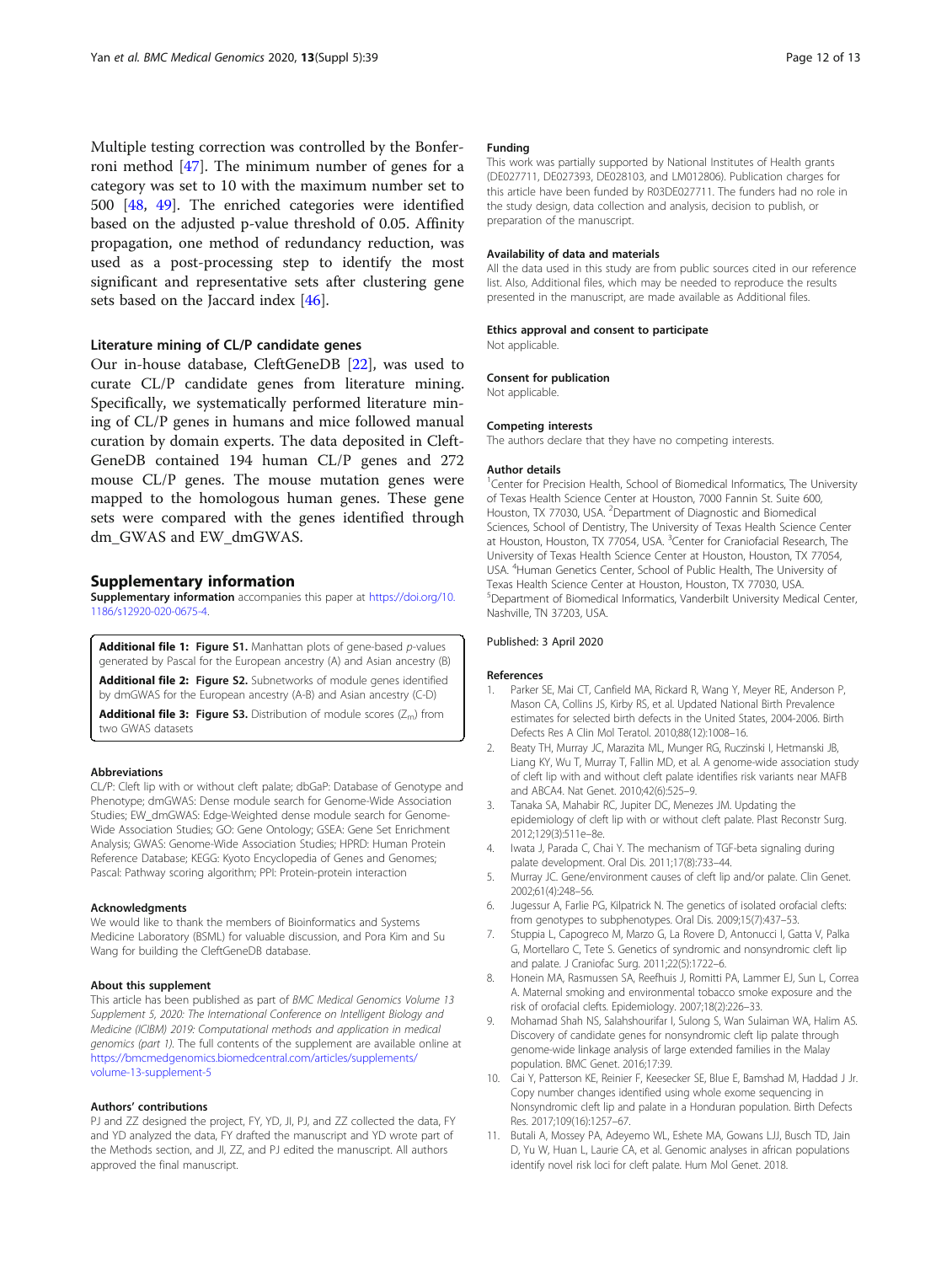Multiple testing correction was controlled by the Bonferroni method [47]. The minimum number of genes for a category was set to 10 with the maximum number set to 500 [48, 49]. The enriched categories were identified based on the adjusted p-value threshold of 0.05. Affinity propagation, one method of redundancy reduction, was used as a post-processing step to identify the most significant and representative sets after clustering gene sets based on the Jaccard index [46].

### Literature mining of CL/P candidate genes

Our in-house database, CleftGeneDB [22], was used to curate CL/P candidate genes from literature mining. Specifically, we systematically performed literature mining of CL/P genes in humans and mice followed manual curation by domain experts. The data deposited in CleftGeneDB contained 194 human CL/P genes and 272 mouse CL/P genes. The mouse mutation genes were mapped to the homologous human genes. These gene sets were compared with the genes identified through dm_GWAS and EW_dmGWAS.

## Supplementary information

**Supplementary information** accompanies this paper at https://doi.org/10.1186/s12920-020-0675-4.

**Additional file 1: Figure S1.** Manhattan plots of gene-based *p*-values generated by Pascal for the European ancestry (A) and Asian ancestry (B)

**Additional file 2: Figure S2.** Subnetworks of module genes identified by dmGWAS for the European ancestry (A-B) and Asian ancestry (C-D)

**Additional file 3: Figure S3.** Distribution of module scores ($Z_m$) from two GWAS datasets

#### Abbreviations

CL/P: Cleft lip with or without cleft palate; dbGaP: Database of Genotype and Phenotype; dmGWAS: Dense module search for Genome-Wide Association Studies; EW_dmGWAS: Edge-Weighted dense module search for Genome-Wide Association Studies; GO: Gene Ontology; GSEA: Gene Set Enrichment Analysis; GWAS: Genome-Wide Association Studies; HPRD: Human Protein Reference Database; KEGG: Kyoto Encyclopedia of Genes and Genomes; Pascal: Pathway scoring algorithm; PPI: Protein-protein interaction

#### Acknowledgments

We would like to thank the members of Bioinformatics and Systems Medicine Laboratory (BSML) for valuable discussion, and Pora Kim and Su Wang for building the CleftGeneDB database.

#### About this supplement

This article has been published as part of *BMC Medical Genomics Volume 13 Supplement 5, 2020: The International Conference on Intelligent Biology and Medicine (ICIBM) 2019: Computational methods and application in medical genomics (part 1)*. The full contents of the supplement are available online at https://bmcmedgenomics.biomedcentral.com/articles/supplements/volume-13-supplement-5

#### Authors' contributions

PJ and ZZ designed the project, FY, YD, JI, PJ, and ZZ collected the data, FY and YD analyzed the data, FY drafted the manuscript and YD wrote part of the Methods section, and JI, ZZ, and PJ edited the manuscript. All authors approved the final manuscript.

#### Funding

This work was partially supported by National Institutes of Health grants (DE027711, DE027393, DE028103, and LM012806). Publication charges for this article have been funded by R03DE027711. The funders had no role in the study design, data collection and analysis, decision to publish, or preparation of the manuscript.

#### Availability of data and materials

All the data used in this study are from public sources cited in our reference list. Also, Additional files, which may be needed to reproduce the results presented in the manuscript, are made available as Additional files.

#### Ethics approval and consent to participate

Not applicable.

#### Consent for publication

Not applicable.

#### Competing interests

The authors declare that they have no competing interests.

#### Author details

[1]Center for Precision Health, School of Biomedical Informatics, The University of Texas Health Science Center at Houston, 7000 Fannin St. Suite 600, Houston, TX 77030, USA. [2]Department of Diagnostic and Biomedical Sciences, School of Dentistry, The University of Texas Health Science Center at Houston, Houston, TX 77054, USA. [3]Center for Craniofacial Research, The University of Texas Health Science Center at Houston, Houston, TX 77054, USA. [4]Human Genetics Center, School of Public Health, The University of Texas Health Science Center at Houston, Houston, TX 77030, USA. [5]Department of Biomedical Informatics, Vanderbilt University Medical Center, Nashville, TN 37203, USA.

Published: 3 April 2020

#### References

1. Parker SE, Mai CT, Canfield MA, Rickard R, Wang Y, Meyer RE, Anderson P, Mason CA, Collins JS, Kirby RS, et al. Updated National Birth Prevalence estimates for selected birth defects in the United States, 2004-2006. Birth Defects Res A Clin Mol Teratol. 2010;88(12):1008–16.
2. Beaty TH, Murray JC, Marazita ML, Munger RG, Ruczinski I, Hetmanski JB, Liang KY, Wu T, Murray T, Fallin MD, et al. A genome-wide association study of cleft lip with and without cleft palate identifies risk variants near MAFB and ABCA4. Nat Genet. 2010;42(6):525–9.
3. Tanaka SA, Mahabir RC, Jupiter DC, Menezes JM. Updating the epidemiology of cleft lip with or without cleft palate. Plast Reconstr Surg. 2012;129(3):511e–8e.
4. Iwata J, Parada C, Chai Y. The mechanism of TGF-beta signaling during palate development. Oral Dis. 2011;17(8):733–44.
5. Murray JC. Gene/environment causes of cleft lip and/or palate. Clin Genet. 2002;61(4):248–56.
6. Jugessur A, Farlie PG, Kilpatrick N. The genetics of isolated orofacial clefts: from genotypes to subphenotypes. Oral Dis. 2009;15(7):437–53.
7. Stuppia L, Capogreco M, Marzo G, La Rovere D, Antonucci I, Gatta V, Palka G, Mortellaro C, Tete S. Genetics of syndromic and nonsyndromic cleft lip and palate. J Craniofac Surg. 2011;22(5):1722–6.
8. Honein MA, Rasmussen SA, Reefhuis J, Romitti PA, Lammer EJ, Sun L, Correa A. Maternal smoking and environmental tobacco smoke exposure and the risk of orofacial clefts. Epidemiology. 2007;18(2):226–33.
9. Mohamad Shah NS, Salahshourifar I, Sulong S, Wan Sulaiman WA, Halim AS. Discovery of candidate genes for nonsyndromic cleft lip palate through genome-wide linkage analysis of large extended families in the Malay population. BMC Genet. 2016;17:39.
10. Cai Y, Patterson KE, Reinier F, Keesecker SE, Blue E, Bamshad M, Haddad J Jr. Copy number changes identified using whole exome sequencing in Nonsyndromic cleft lip and palate in a Honduran population. Birth Defects Res. 2017;109(16):1257–67.
11. Butali A, Mossey PA, Adeyemo WL, Eshete MA, Gowans LJJ, Busch TD, Jain D, Yu W, Huan L, Laurie CA, et al. Genomic analyses in african populations identify novel risk loci for cleft palate. Hum Mol Genet. 2018.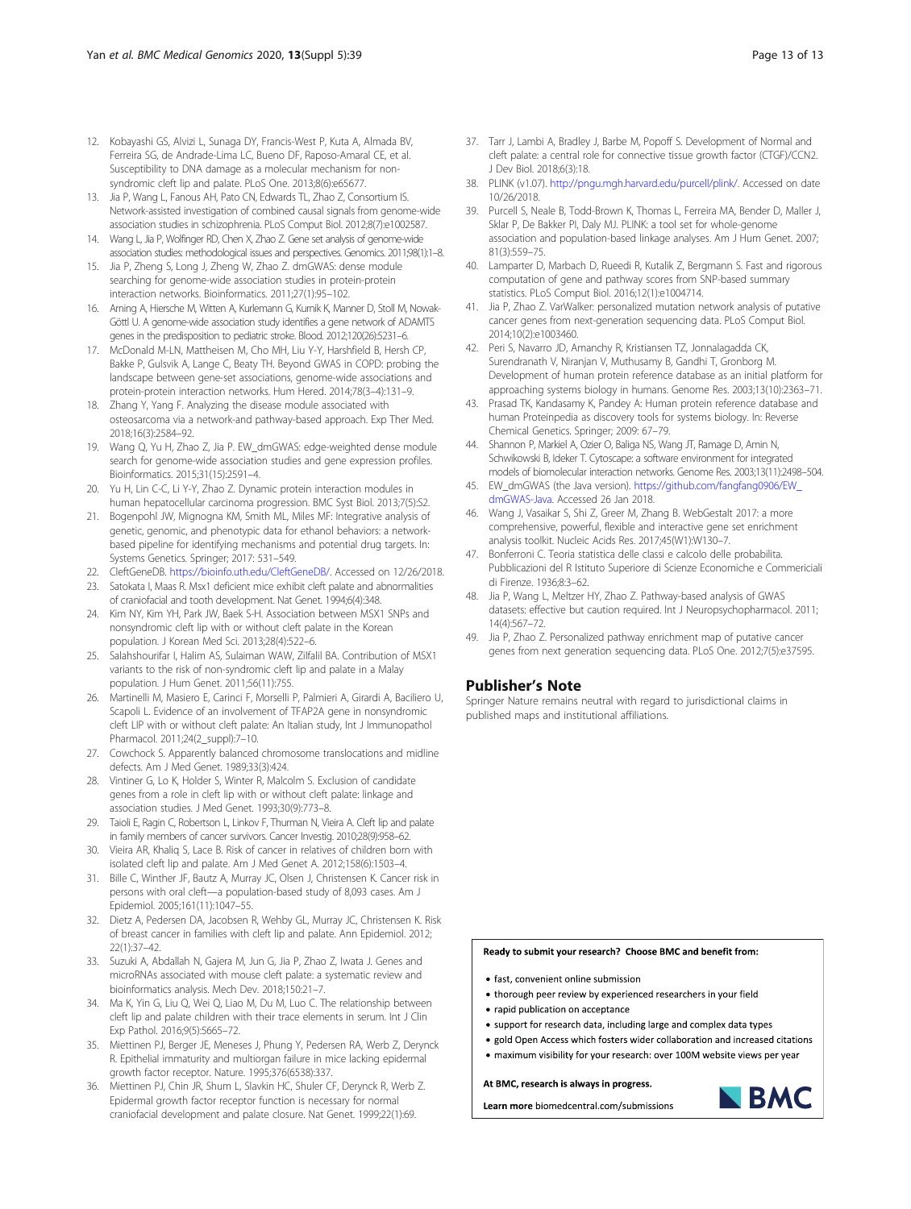12. Kobayashi GS, Alvizi L, Sunaga DY, Francis-West P, Kuta A, Almada BV, Ferreira SG, de Andrade-Lima LC, Bueno DF, Raposo-Amaral CE, et al. Susceptibility to DNA damage as a molecular mechanism for non-syndromic cleft lip and palate. PLoS One. 2013;8(6):e65677.
13. Jia P, Wang L, Fanous AH, Pato CN, Edwards TL, Zhao Z, Consortium IS. Network-assisted investigation of combined causal signals from genome-wide association studies in schizophrenia. PLoS Comput Biol. 2012;8(7):e1002587.
14. Wang L, Jia P, Wolfinger RD, Chen X, Zhao Z. Gene set analysis of genome-wide association studies: methodological issues and perspectives. Genomics. 2011;98(1):1–8.
15. Jia P, Zheng S, Long J, Zheng W, Zhao Z. dmGWAS: dense module searching for genome-wide association studies in protein-protein interaction networks. Bioinformatics. 2011;27(1):95–102.
16. Arning A, Hiersche M, Witten A, Kurlemann G, Kurnik K, Manner D, Stoll M, Nowak-Göttl U. A genome-wide association study identifies a gene network of ADAMTS genes in the predisposition to pediatric stroke. Blood. 2012;120(26):5231–6.
17. McDonald M-LN, Mattheisen M, Cho MH, Liu Y-Y, Harshfield B, Hersh CP, Bakke P, Gulsvik A, Lange C, Beaty TH. Beyond GWAS in COPD: probing the landscape between gene-set associations, genome-wide associations and protein-protein interaction networks. Hum Hered. 2014;78(3–4):131–9.
18. Zhang Y, Yang F. Analyzing the disease module associated with osteosarcoma via a network-and pathway-based approach. Exp Ther Med. 2018;16(3):2584–92.
19. Wang Q, Yu H, Zhao Z, Jia P. EW_dmGWAS: edge-weighted dense module search for genome-wide association studies and gene expression profiles. Bioinformatics. 2015;31(15):2591–4.
20. Yu H, Lin C-C, Li Y-Y, Zhao Z. Dynamic protein interaction modules in human hepatocellular carcinoma progression. BMC Syst Biol. 2013;7(5):S2.
21. Bogenpohl JW, Mignogna KM, Smith ML, Miles MF: Integrative analysis of genetic, genomic, and phenotypic data for ethanol behaviors: a network-based pipeline for identifying mechanisms and potential drug targets. In: Systems Genetics. Springer; 2017: 531–549.
22. CleftGeneDB. https://bioinfo.uth.edu/CleftGeneDB/. Accessed on 12/26/2018.
23. Satokata I, Maas R. Msx1 deficient mice exhibit cleft palate and abnormalities of craniofacial and tooth development. Nat Genet. 1994;6(4):348.
24. Kim NY, Kim YH, Park JW, Baek S-H. Association between MSX1 SNPs and nonsyndromic cleft lip with or without cleft palate in the Korean population. J Korean Med Sci. 2013;28(4):522–6.
25. Salahshourifar I, Halim AS, Sulaiman WAW, Zilfalil BA. Contribution of MSX1 variants to the risk of non-syndromic cleft lip and palate in a Malay population. J Hum Genet. 2011;56(11):755.
26. Martinelli M, Masiero E, Carinci F, Morselli P, Palmieri A, Girardi A, Baciliero U, Scapoli L. Evidence of an involvement of TFAP2A gene in nonsyndromic cleft LIP with or without cleft palate: An Italian study, Int J Immunopathol Pharmacol. 2011;24(2_suppl):7–10.
27. Cowchock S. Apparently balanced chromosome translocations and midline defects. Am J Med Genet. 1989;33(3):424.
28. Vintiner G, Lo K, Holder S, Winter R, Malcolm S. Exclusion of candidate genes from a role in cleft lip with or without cleft palate: linkage and association studies. J Med Genet. 1993;30(9):773–8.
29. Taioli E, Ragin C, Robertson L, Linkov F, Thurman N, Vieira A. Cleft lip and palate in family members of cancer survivors. Cancer Investig. 2010;28(9):958–62.
30. Vieira AR, Khaliq S, Lace B. Risk of cancer in relatives of children born with isolated cleft lip and palate. Am J Med Genet A. 2012;158(6):1503–4.
31. Bille C, Winther JF, Bautz A, Murray JC, Olsen J, Christensen K. Cancer risk in persons with oral cleft—a population-based study of 8,093 cases. Am J Epidemiol. 2005;161(11):1047–55.
32. Dietz A, Pedersen DA, Jacobsen R, Wehby GL, Murray JC, Christensen K. Risk of breast cancer in families with cleft lip and palate. Ann Epidemiol. 2012; 22(1):37–42.
33. Suzuki A, Abdallah N, Gajera M, Jun G, Jia P, Zhao Z, Iwata J. Genes and microRNAs associated with mouse cleft palate: a systematic review and bioinformatics analysis. Mech Dev. 2018;150:21–7.
34. Ma K, Yin G, Liu Q, Wei Q, Liao M, Du M, Luo C. The relationship between cleft lip and palate children with their trace elements in serum. Int J Clin Exp Pathol. 2016;9(5):5665–72.
35. Miettinen PJ, Berger JE, Meneses J, Phung Y, Pedersen RA, Werb Z, Derynck R. Epithelial immaturity and multiorgan failure in mice lacking epidermal growth factor receptor. Nature. 1995;376(6538):337.
36. Miettinen PJ, Chin JR, Shum L, Slavkin HC, Shuler CF, Derynck R, Werb Z. Epidermal growth factor receptor function is necessary for normal craniofacial development and palate closure. Nat Genet. 1999;22(1):69.
37. Tarr J, Lambi A, Bradley J, Barbe M, Popoff S. Development of Normal and cleft palate: a central role for connective tissue growth factor (CTGF)/CCN2. J Dev Biol. 2018;6(3):18.
38. PLINK (v1.07). http://pngu.mgh.harvard.edu/purcell/plink/. Accessed on date 10/26/2018.
39. Purcell S, Neale B, Todd-Brown K, Thomas L, Ferreira MA, Bender D, Maller J, Sklar P, De Bakker PI, Daly MJ. PLINK: a tool set for whole-genome association and population-based linkage analyses. Am J Hum Genet. 2007; 81(3):559–75.
40. Lamparter D, Marbach D, Rueedi R, Kutalik Z, Bergmann S. Fast and rigorous computation of gene and pathway scores from SNP-based summary statistics. PLoS Comput Biol. 2016;12(1):e1004714.
41. Jia P, Zhao Z. VarWalker: personalized mutation network analysis of putative cancer genes from next-generation sequencing data. PLoS Comput Biol. 2014;10(2):e1003460.
42. Peri S, Navarro JD, Amanchy R, Kristiansen TZ, Jonnalagadda CK, Surendranath V, Niranjan V, Muthusamy B, Gandhi T, Gronborg M. Development of human protein reference database as an initial platform for approaching systems biology in humans. Genome Res. 2003;13(10):2363–71.
43. Prasad TK, Kandasamy K, Pandey A: Human protein reference database and human Proteinpedia as discovery tools for systems biology. In: Reverse Chemical Genetics. Springer; 2009: 67–79.
44. Shannon P, Markiel A, Ozier O, Baliga NS, Wang JT, Ramage D, Amin N, Schwikowski B, Ideker T. Cytoscape: a software environment for integrated models of biomolecular interaction networks. Genome Res. 2003;13(11):2498–504.
45. EW_dmGWAS (the Java version). https://github.com/fangfang0906/EW_dmGWAS-Java. Accessed 26 Jan 2018.
46. Wang J, Vasaikar S, Shi Z, Greer M, Zhang B. WebGestalt 2017: a more comprehensive, powerful, flexible and interactive gene set enrichment analysis toolkit. Nucleic Acids Res. 2017;45(W1):W130–7.
47. Bonferroni C. Teoria statistica delle classi e calcolo delle probabilita. Pubblicazioni del R Istituto Superiore di Scienze Economiche e Commericiali di Firenze. 1936;8:3–62.
48. Jia P, Wang L, Meltzer HY, Zhao Z. Pathway-based analysis of GWAS datasets: effective but caution required. Int J Neuropsychopharmacol. 2011; 14(4):567–72.
49. Jia P, Zhao Z. Personalized pathway enrichment map of putative cancer genes from next generation sequencing data. PLoS One. 2012;7(5):e37595.

## Publisher's Note

Springer Nature remains neutral with regard to jurisdictional claims in published maps and institutional affiliations.

**Ready to submit your research? Choose BMC and benefit from:**

- fast, convenient online submission
- thorough peer review by experienced researchers in your field
- rapid publication on acceptance
- support for research data, including large and complex data types
- gold Open Access which fosters wider collaboration and increased citations
- maximum visibility for your research: over 100M website views per year

**At BMC, research is always in progress.**

**Learn more** biomedcentral.com/submissions

BMC